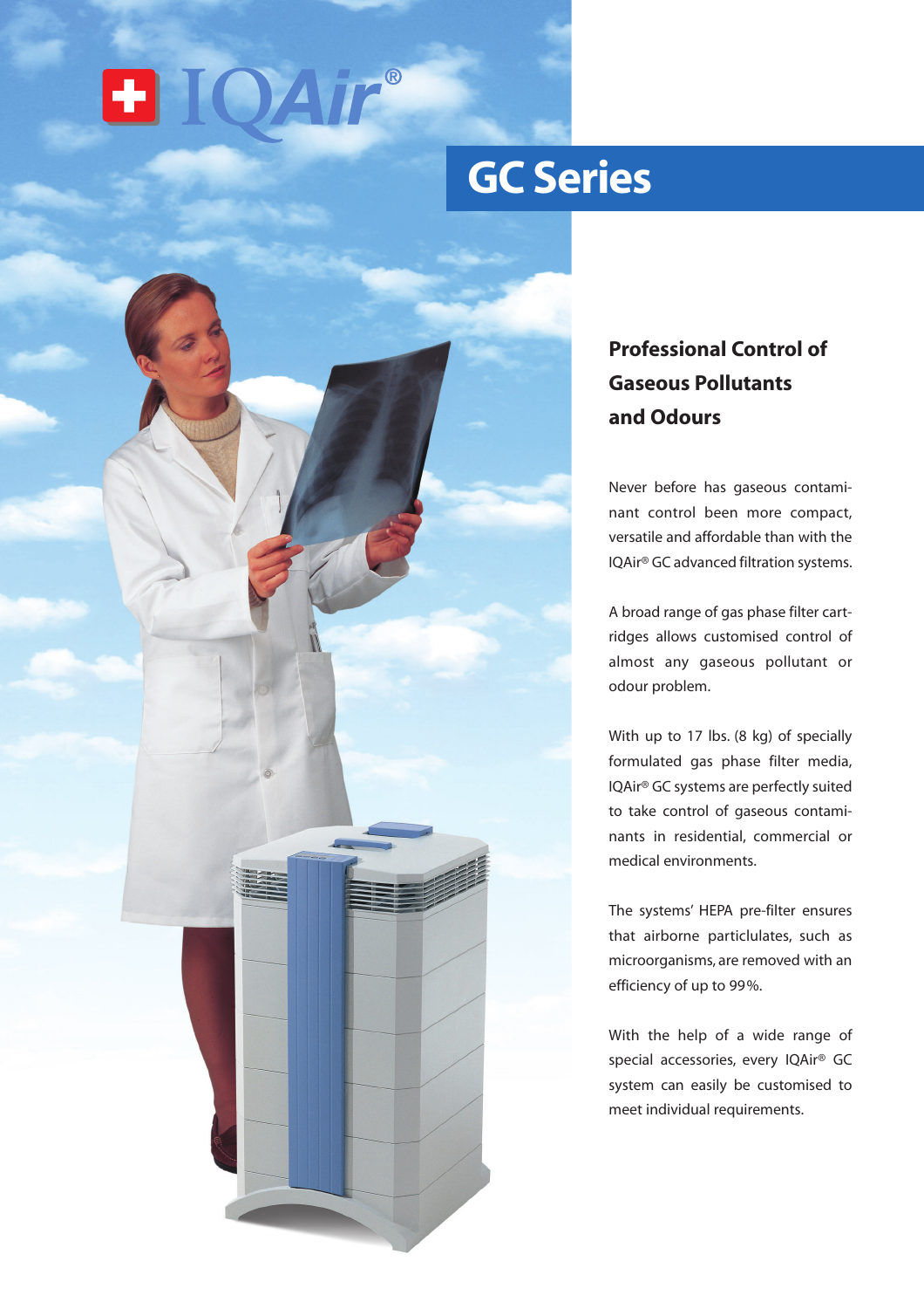IQAir®

# GC Series

## Professional Control of Gaseous Pollutants and Odours

Never before has gaseous contaminant control been more compact, versatile and affordable than with the IQAir® GC advanced filtration systems.

A broad range of gas phase filter cartridges allows customised control of almost any gaseous pollutant or odour problem.

With up to 17 lbs. (8 kg) of specially formulated gas phase filter media, IQAir® GC systems are perfectly suited to take control of gaseous contaminants in residential, commercial or medical environments.

The systems' HEPA pre-filter ensures that airborne particulates, such as microorganisms, are removed with an efficiency of up to 99%.

With the help of a wide range of special accessories, every IQAir® GC system can easily be customised to meet individual requirements.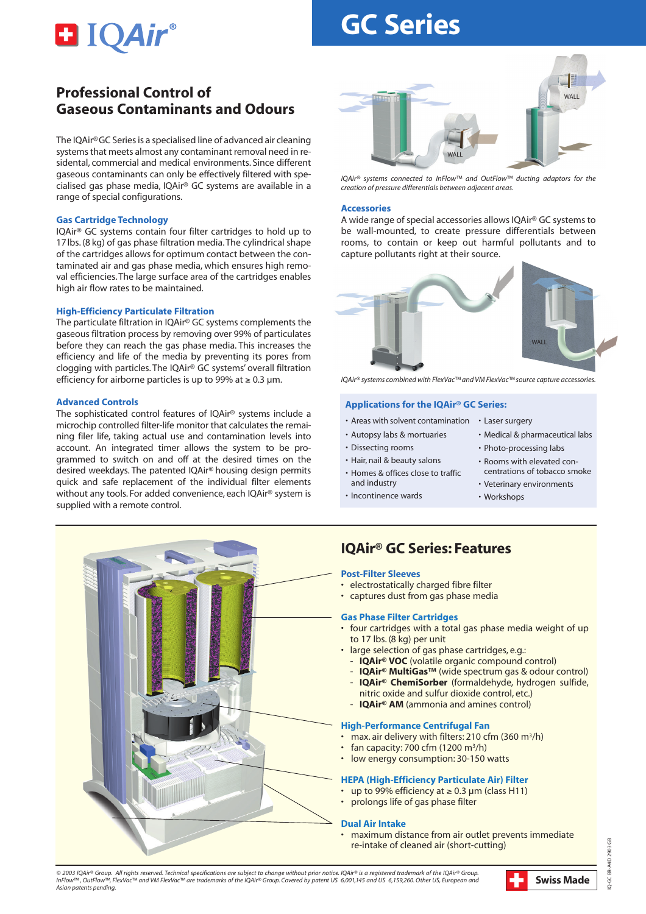# GC Series

## Professional Control of Gaseous Contaminants and Odours

The IQAir® GC Series is a specialised line of advanced air cleaning systems that meets almost any contaminant removal need in residental, commercial and medical environments. Since different gaseous contaminants can only be effectively filtered with specialised gas phase media, IQAir® GC systems are available in a range of special configurations.

### Gas Cartridge Technology

IQAir® GC systems contain four filter cartridges to hold up to 17 lbs. (8 kg) of gas phase filtration media. The cylindrical shape of the cartridges allows for optimum contact between the contaminated air and gas phase media, which ensures high removal efficiencies. The large surface area of the cartridges enables high air flow rates to be maintained.

### High-Efficiency Particulate Filtration

The particulate filtration in IQAir® GC systems complements the gaseous filtration process by removing over 99% of particulates before they can reach the gas phase media. This increases the efficiency and life of the media by preventing its pores from clogging with particles. The IQAir® GC systems' overall filtration efficiency for airborne particles is up to 99% at ≥ 0.3 µm.

### Advanced Controls

The sophisticated control features of IQAir® systems include a microchip controlled filter-life monitor that calculates the remaining filer life, taking actual use and contamination levels into account. An integrated timer allows the system to be programmed to switch on and off at the desired times on the desired weekdays. The patented IQAir® housing design permits quick and safe replacement of the individual filter elements without any tools. For added convenience, each IQAir® system is supplied with a remote control.

WALL

WALL

*IQAir® systems connected to InFlow™ and OutFlow™ ducting adaptors for the creation of pressure differentials between adjacent areas.*

### Accessories

A wide range of special accessories allows IQAir® GC systems to be wall-mounted, to create pressure differentials between rooms, to contain or keep out harmful pollutants and to capture pollutants right at their source.

WALL

*IQAir® systems combined with FlexVac™ and VM FlexVac™ source capture accessories.*

### Applications for the IQAir® GC Series:

- Areas with solvent contamination
- Autopsy labs & mortuaries
- Dissecting rooms
- Hair, nail & beauty salons
- Homes & offices close to traffic and industry
- Incontinence wards
- Laser surgery
- Medical & pharmaceutical labs
- Photo-processing labs
- Rooms with elevated concentrations of tobacco smoke
- Veterinary environments
- Workshops

## IQAir® GC Series: Features

### Post-Filter Sleeves

- electrostatically charged fibre filter
- captures dust from gas phase media

### Gas Phase Filter Cartridges

- four cartridges with a total gas phase media weight of up to 17 lbs. (8 kg) per unit
- large selection of gas phase cartridges, e.g.:
  - **IQAir® VOC** (volatile organic compound control)
  - **IQAir® MultiGas™** (wide spectrum gas & odour control)
  - **IQAir® ChemiSorber** (formaldehyde, hydrogen sulfide, nitric oxide and sulfur dioxide control, etc.)
  - **IQAir® AM** (ammonia and amines control)

### High-Performance Centrifugal Fan

- max. air delivery with filters: 210 cfm (360 m³/h)
- fan capacity: 700 cfm (1200 m³/h)
- low energy consumption: 30-150 watts

### HEPA (High-Efficiency Particulate Air) Filter

- up to 99% efficiency at ≥ 0.3 µm (class H11)
- prolongs life of gas phase filter

### Dual Air Intake

- maximum distance from air outlet prevents immediate re-intake of cleaned air (short-cutting)

*© 2003 IQAir® Group. All rights reserved. Technical specifications are subject to change without prior notice. IQAir® is a registered trademark of the IQAir® Group. InFlow™, OutFlow™, FlexVac™ and VM FlexVac™ are trademarks of the IQAir® Group. Covered by patent US 6,001,145 and US 6,159,260. Other US, European and Asian patents pending.*

Swiss Made

IQ-GC BR-A4D 2903 GB